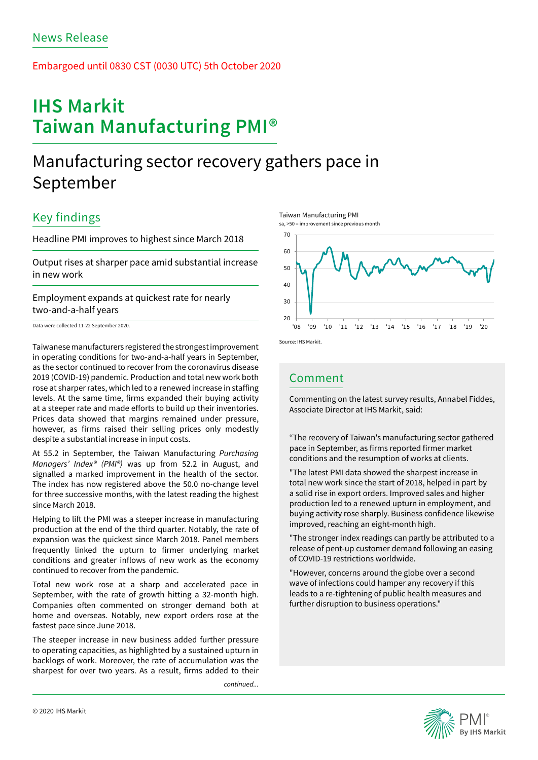News Release

Embargoed until 0830 CST (0030 UTC) 5th October 2020

# IHS Markit Taiwan Manufacturing PMI®

## Manufacturing sector recovery gathers pace in September

### Key findings

Headline PMI improves to highest since March 2018

Output rises at sharper pace amid substantial increase in new work

Employment expands at quickest rate for nearly two-and-a-half years

Data were collected 11-22 September 2020.

Taiwanese manufacturers registered the strongest improvement in operating conditions for two-and-a-half years in September, as the sector continued to recover from the coronavirus disease 2019 (COVID-19) pandemic. Production and total new work both rose at sharper rates, which led to a renewed increase in staffing levels. At the same time, firms expanded their buying activity at a steeper rate and made efforts to build up their inventories. Prices data showed that margins remained under pressure, however, as firms raised their selling prices only modestly despite a substantial increase in input costs.

At 55.2 in September, the Taiwan Manufacturing *Purchasing Managers' Index® (PMI®)* was up from 52.2 in August, and signalled a marked improvement in the health of the sector. The index has now registered above the 50.0 no-change level for three successive months, with the latest reading the highest since March 2018.

Helping to lift the PMI was a steeper increase in manufacturing production at the end of the third quarter. Notably, the rate of expansion was the quickest since March 2018. Panel members frequently linked the upturn to firmer underlying market conditions and greater inflows of new work as the economy continued to recover from the pandemic.

Total new work rose at a sharp and accelerated pace in September, with the rate of growth hitting a 32-month high. Companies often commented on stronger demand both at home and overseas. Notably, new export orders rose at the fastest pace since June 2018.

The steeper increase in new business added further pressure to operating capacities, as highlighted by a sustained upturn in backlogs of work. Moreover, the rate of accumulation was the sharpest for over two years. As a result, firms added to their

*continued...*

Taiwan Manufacturing PMI
sa, >50 = improvement since previous month

Source: IHS Markit.

### Comment

Commenting on the latest survey results, Annabel Fiddes, Associate Director at IHS Markit, said:

"The recovery of Taiwan's manufacturing sector gathered pace in September, as firms reported firmer market conditions and the resumption of works at clients.

"The latest PMI data showed the sharpest increase in total new work since the start of 2018, helped in part by a solid rise in export orders. Improved sales and higher production led to a renewed upturn in employment, and buying activity rose sharply. Business confidence likewise improved, reaching an eight-month high.

"The stronger index readings can partly be attributed to a release of pent-up customer demand following an easing of COVID-19 restrictions worldwide.

"However, concerns around the globe over a second wave of infections could hamper any recovery if this leads to a re-tightening of public health measures and further disruption to business operations."

© 2020 IHS Markit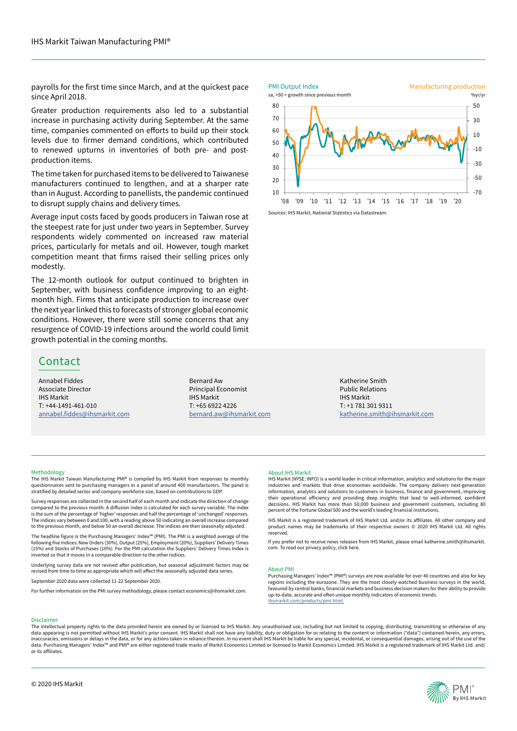payrolls for the first time since March, and at the quickest pace since April 2018.

Greater production requirements also led to a substantial increase in purchasing activity during September. At the same time, companies commented on efforts to build up their stock levels due to firmer demand conditions, which contributed to renewed upturns in inventories of both pre- and post-production items.

The time taken for purchased items to be delivered to Taiwanese manufacturers continued to lengthen, and at a sharper rate than in August. According to panellists, the pandemic continued to disrupt supply chains and delivery times.

Average input costs faced by goods producers in Taiwan rose at the steepest rate for just under two years in September. Survey respondents widely commented on increased raw material prices, particularly for metals and oil. However, tough market competition meant that firms raised their selling prices only modestly.

The 12-month outlook for output continued to brighten in September, with business confidence improving to an eight-month high. Firms that anticipate production to increase over the next year linked this to forecasts of stronger global economic conditions. However, there were still some concerns that any resurgence of COVID-19 infections around the world could limit growth potential in the coming months.

PMI Output Index
sa, >50 = growth since previous month

Manufacturing production
%yr/yr

80
70
60
50
40
30
20
10

50
30
10
-10
-30
-50
-70

'08 '09 '10 '11 '12 '13 '14 '15 '16 '17 '18 '19 '20

Sources: IHS Markit, National Statistics via Datastream.

## Contact

Annabel Fiddes
Associate Director
IHS Markit
T: +44-1491-461-010
annabel.fiddes@ihsmarkit.com

Bernard Aw
Principal Economist
IHS Markit
T: +65 6922 4226
bernard.aw@ihsmarkit.com

Katherine Smith
Public Relations
IHS Markit
T: +1 781 301 9311
katherine.smith@ihsmarkit.com

### Methodology

The IHS Markit Taiwan Manufacturing PMI® is compiled by IHS Markit from responses to monthly questionnaires sent to purchasing managers in a panel of around 400 manufacturers. The panel is stratified by detailed sector and company workforce size, based on contributions to GDP.

Survey responses are collected in the second half of each month and indicate the direction of change compared to the previous month. A diffusion index is calculated for each survey variable. The index is the sum of the percentage of 'higher' responses and half the percentage of 'unchanged' responses. The indices vary between 0 and 100, with a reading above 50 indicating an overall increase compared to the previous month, and below 50 an overall decrease. The indices are then seasonally adjusted.

The headline figure is the Purchasing Managers' Index™ (PMI). The PMI is a weighted average of the following five indices: New Orders (30%), Output (25%), Employment (20%), Suppliers' Delivery Times (15%) and Stocks of Purchases (10%). For the PMI calculation the Suppliers' Delivery Times Index is inverted so that it moves in a comparable direction to the other indices.

Underlying survey data are not revised after publication, but seasonal adjustment factors may be revised from time to time as appropriate which will affect the seasonally adjusted data series.

September 2020 data were collected 11-22 September 2020.

For further information on the PMI survey methodology, please contact economics@ihsmarkit.com.

### About IHS Markit

IHS Markit (NYSE: INFO) is a world leader in critical information, analytics and solutions for the major industries and markets that drive economies worldwide. The company delivers next-generation information, analytics and solutions to customers in business, finance and government, improving their operational efficiency and providing deep insights that lead to well-informed, confident decisions. IHS Markit has more than 50,000 business and government customers, including 80 percent of the Fortune Global 500 and the world's leading financial institutions.

IHS Markit is a registered trademark of IHS Markit Ltd. and/or its affiliates. All other company and product names may be trademarks of their respective owners © 2020 IHS Markit Ltd. All rights reserved.

If you prefer not to receive news releases from IHS Markit, please email katherine.smith@ihsmarkit.com. To read our privacy policy, click here.

### About PMI

Purchasing Managers' Index™ (PMI®) surveys are now available for over 40 countries and also for key regions including the eurozone. They are the most closely watched business surveys in the world, favoured by central banks, financial markets and business decision makers for their ability to provide up-to-date, accurate and often unique monthly indicators of economic trends.
ihsmarkit.com/products/pmi.html.

### Disclaimer

The intellectual property rights to the data provided herein are owned by or licensed to IHS Markit. Any unauthorised use, including but not limited to copying, distributing, transmitting or otherwise of any data appearing is not permitted without IHS Markit's prior consent. IHS Markit shall not have any liability, duty or obligation for or relating to the content or information ("data") contained herein, any errors, inaccuracies, omissions or delays in the data, or for any actions taken in reliance thereon. In no event shall IHS Markit be liable for any special, incidental, or consequential damages, arising out of the use of the data. Purchasing Managers' Index™ and PMI® are either registered trade marks of Markit Economics Limited or licensed to Markit Economics Limited. IHS Markit is a registered trademark of IHS Markit Ltd. and/or its affiliates.

© 2020 IHS Markit